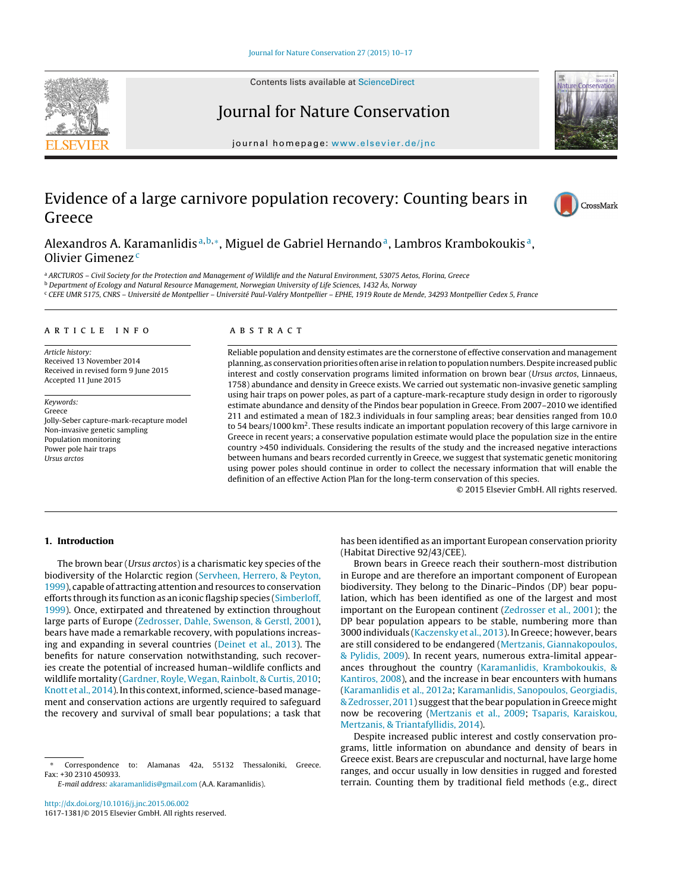Contents lists available at ScienceDirect

# Journal for Nature Conservation

journal homepage: www.elsevier.de/jnc

# Evidence of a large carnivore population recovery: Counting bears in Greece

Alexandros A. Karamanlidis[a,b,*], Miguel de Gabriel Hernando[a], Lambros Krambokoukis[a], Olivier Gimenez[c]

[a] ARCTUROS – Civil Society for the Protection and Management of Wildlife and the Natural Environment, 53075 Aetos, Florina, Greece
[b] Department of Ecology and Natural Resource Management, Norwegian University of Life Sciences, 1432 Ås, Norway
[c] CEFE UMR 5175, CNRS – Université de Montpellier – Université Paul-Valéry Montpellier – EPHE, 1919 Route de Mende, 34293 Montpellier Cedex 5, France

## ARTICLE INFO

*Article history:*
Received 13 November 2014
Received in revised form 9 June 2015
Accepted 11 June 2015

*Keywords:*
Greece
Jolly-Seber capture-mark-recapture model
Non-invasive genetic sampling
Population monitoring
Power pole hair traps
*Ursus arctos*

## ABSTRACT

Reliable population and density estimates are the cornerstone of effective conservation and management planning, as conservation priorities often arise in relation to population numbers. Despite increased public interest and costly conservation programs limited information on brown bear (*Ursus arctos*, Linnaeus, 1758) abundance and density in Greece exists. We carried out systematic non-invasive genetic sampling using hair traps on power poles, as part of a capture-mark-recapture study design in order to rigorously estimate abundance and density of the Pindos bear population in Greece. From 2007–2010 we identified 211 and estimated a mean of 182.3 individuals in four sampling areas; bear densities ranged from 10.0 to 54 bears/1000 km$^2$. These results indicate an important population recovery of this large carnivore in Greece in recent years; a conservative population estimate would place the population size in the entire country >450 individuals. Considering the results of the study and the increased negative interactions between humans and bears recorded currently in Greece, we suggest that systematic genetic monitoring using power poles should continue in order to collect the necessary information that will enable the definition of an effective Action Plan for the long-term conservation of this species.

© 2015 Elsevier GmbH. All rights reserved.

## 1. Introduction

The brown bear (*Ursus arctos*) is a charismatic key species of the biodiversity of the Holarctic region (Servheen, Herrero, & Peyton, 1999), capable of attracting attention and resources to conservation efforts through its function as an iconic flagship species (Simberloff, 1999). Once, extirpated and threatened by extinction throughout large parts of Europe (Zedrosser, Dahle, Swenson, & Gerstl, 2001), bears have made a remarkable recovery, with populations increasing and expanding in several countries (Deinet et al., 2013). The benefits for nature conservation notwithstanding, such recoveries create the potential of increased human–wildlife conflicts and wildlife mortality (Gardner, Royle, Wegan, Rainbolt, & Curtis, 2010; Knott et al., 2014). In this context, informed, science-based management and conservation actions are urgently required to safeguard the recovery and survival of small bear populations; a task that has been identified as an important European conservation priority (Habitat Directive 92/43/CEE).

Brown bears in Greece reach their southern-most distribution in Europe and are therefore an important component of European biodiversity. They belong to the Dinaric–Pindos (DP) bear population, which has been identified as one of the largest and most important on the European continent (Zedrosser et al., 2001); the DP bear population appears to be stable, numbering more than 3000 individuals (Kaczensky et al., 2013). In Greece; however, bears are still considered to be endangered (Mertzanis, Giannakopoulos, & Pylidis, 2009). In recent years, numerous extra-limital appearances throughout the country (Karamanlidis, Krambokoukis, & Kantiros, 2008), and the increase in bear encounters with humans (Karamanlidis et al., 2012a; Karamanlidis, Sanopoulos, Georgiadis, & Zedrosser, 2011) suggest that the bear population in Greece might now be recovering (Mertzanis et al., 2009; Tsaparis, Karaiskou, Mertzanis, & Triantafyllidis, 2014).

Despite increased public interest and costly conservation programs, little information on abundance and density of bears in Greece exist. Bears are crepuscular and nocturnal, have large home ranges, and occur usually in low densities in rugged and forested terrain. Counting them by traditional field methods (e.g., direct

* Correspondence to: Alamanas 42a, 55132 Thessaloniki, Greece. Fax: +30 2310 450933.
*E-mail address:* akaramanlidis@gmail.com (A.A. Karamanlidis).

http://dx.doi.org/10.1016/j.jnc.2015.06.002
1617-1381/© 2015 Elsevier GmbH. All rights reserved.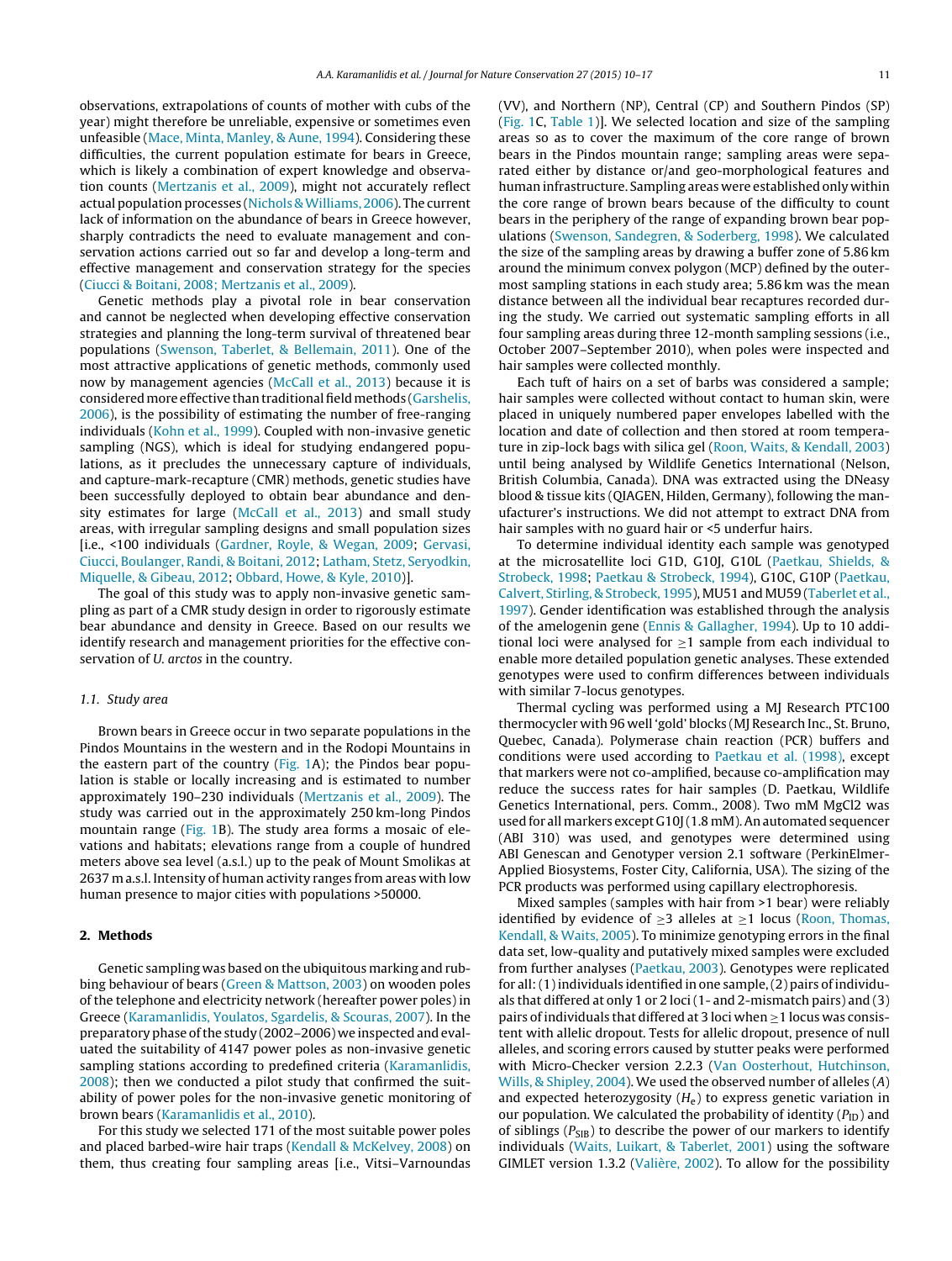observations, extrapolations of counts of mother with cubs of the year) might therefore be unreliable, expensive or sometimes even unfeasible (Mace, Minta, Manley, & Aune, 1994). Considering these difficulties, the current population estimate for bears in Greece, which is likely a combination of expert knowledge and observation counts (Mertzanis et al., 2009), might not accurately reflect actual population processes (Nichols & Williams, 2006). The current lack of information on the abundance of bears in Greece however, sharply contradicts the need to evaluate management and conservation actions carried out so far and develop a long-term and effective management and conservation strategy for the species (Ciucci & Boitani, 2008; Mertzanis et al., 2009).

Genetic methods play a pivotal role in bear conservation and cannot be neglected when developing effective conservation strategies and planning the long-term survival of threatened bear populations (Swenson, Taberlet, & Bellemain, 2011). One of the most attractive applications of genetic methods, commonly used now by management agencies (McCall et al., 2013) because it is considered more effective than traditional field methods (Garshelis, 2006), is the possibility of estimating the number of free-ranging individuals (Kohn et al., 1999). Coupled with non-invasive genetic sampling (NGS), which is ideal for studying endangered populations, as it precludes the unnecessary capture of individuals, and capture-mark-recapture (CMR) methods, genetic studies have been successfully deployed to obtain bear abundance and density estimates for large (McCall et al., 2013) and small study areas, with irregular sampling designs and small population sizes [i.e., <100 individuals (Gardner, Royle, & Wegan, 2009; Gervasi, Ciucci, Boulanger, Randi, & Boitani, 2012; Latham, Stetz, Seryodkin, Miquelle, & Gibeau, 2012; Obbard, Howe, & Kyle, 2010)].

The goal of this study was to apply non-invasive genetic sampling as part of a CMR study design in order to rigorously estimate bear abundance and density in Greece. Based on our results we identify research and management priorities for the effective conservation of *U. arctos* in the country.

### 1.1. Study area

Brown bears in Greece occur in two separate populations in the Pindos Mountains in the western and in the Rodopi Mountains in the eastern part of the country (Fig. 1A); the Pindos bear population is stable or locally increasing and is estimated to number approximately 190–230 individuals (Mertzanis et al., 2009). The study was carried out in the approximately 250 km-long Pindos mountain range (Fig. 1B). The study area forms a mosaic of elevations and habitats; elevations range from a couple of hundred meters above sea level (a.s.l.) up to the peak of Mount Smolikas at 2637 m a.s.l. Intensity of human activity ranges from areas with low human presence to major cities with populations >50000.

## 2. Methods

Genetic sampling was based on the ubiquitous marking and rubbing behaviour of bears (Green & Mattson, 2003) on wooden poles of the telephone and electricity network (hereafter power poles) in Greece (Karamanlidis, Youlatos, Sgardelis, & Scouras, 2007). In the preparatory phase of the study (2002–2006) we inspected and evaluated the suitability of 4147 power poles as non-invasive genetic sampling stations according to predefined criteria (Karamanlidis, 2008); then we conducted a pilot study that confirmed the suitability of power poles for the non-invasive genetic monitoring of brown bears (Karamanlidis et al., 2010).

For this study we selected 171 of the most suitable power poles and placed barbed-wire hair traps (Kendall & McKelvey, 2008) on them, thus creating four sampling areas [i.e., Vitsi–Varnoundas (VV), and Northern (NP), Central (CP) and Southern Pindos (SP) (Fig. 1C, Table 1)]. We selected location and size of the sampling areas so as to cover the maximum of the core range of brown bears in the Pindos mountain range; sampling areas were separated either by distance or/and geo-morphological features and human infrastructure. Sampling areas were established only within the core range of brown bears because of the difficulty to count bears in the periphery of the range of expanding brown bear populations (Swenson, Sandegren, & Soderberg, 1998). We calculated the size of the sampling areas by drawing a buffer zone of 5.86 km around the minimum convex polygon (MCP) defined by the outermost sampling stations in each study area; 5.86 km was the mean distance between all the individual bear recaptures recorded during the study. We carried out systematic sampling efforts in all four sampling areas during three 12-month sampling sessions (i.e., October 2007–September 2010), when poles were inspected and hair samples were collected monthly.

Each tuft of hairs on a set of barbs was considered a sample; hair samples were collected without contact to human skin, were placed in uniquely numbered paper envelopes labelled with the location and date of collection and then stored at room temperature in zip-lock bags with silica gel (Roon, Waits, & Kendall, 2003) until being analysed by Wildlife Genetics International (Nelson, British Columbia, Canada). DNA was extracted using the DNeasy blood & tissue kits (QIAGEN, Hilden, Germany), following the manufacturer's instructions. We did not attempt to extract DNA from hair samples with no guard hair or <5 underfur hairs.

To determine individual identity each sample was genotyped at the microsatellite loci G1D, G10J, G10L (Paetkau, Shields, & Strobeck, 1998; Paetkau & Strobeck, 1994), G10C, G10P (Paetkau, Calvert, Stirling, & Strobeck, 1995), MU51 and MU59 (Taberlet et al., 1997). Gender identification was established through the analysis of the amelogenin gene (Ennis & Gallagher, 1994). Up to 10 additional loci were analysed for ≥1 sample from each individual to enable more detailed population genetic analyses. These extended genotypes were used to confirm differences between individuals with similar 7-locus genotypes.

Thermal cycling was performed using a MJ Research PTC100 thermocycler with 96 well 'gold' blocks (MJ Research Inc., St. Bruno, Quebec, Canada). Polymerase chain reaction (PCR) buffers and conditions were used according to Paetkau et al. (1998), except that markers were not co-amplified, because co-amplification may reduce the success rates for hair samples (D. Paetkau, Wildlife Genetics International, pers. Comm., 2008). Two mM $MgCl_2$ was used for all markers except G10J (1.8 mM). An automated sequencer (ABI 310) was used, and genotypes were determined using ABI Genescan and Genotyper version 2.1 software (PerkinElmer-Applied Biosystems, Foster City, California, USA). The sizing of the PCR products was performed using capillary electrophoresis.

Mixed samples (samples with hair from >1 bear) were reliably identified by evidence of ≥3 alleles at ≥1 locus (Roon, Thomas, Kendall, & Waits, 2005). To minimize genotyping errors in the final data set, low-quality and putatively mixed samples were excluded from further analyses (Paetkau, 2003). Genotypes were replicated for all: (1) individuals identified in one sample, (2) pairs of individuals that differed at only 1 or 2 loci (1- and 2-mismatch pairs) and (3) pairs of individuals that differed at 3 loci when ≥1 locus was consistent with allelic dropout. Tests for allelic dropout, presence of null alleles, and scoring errors caused by stutter peaks were performed with Micro-Checker version 2.2.3 (Van Oosterhout, Hutchinson, Wills, & Shipley, 2004). We used the observed number of alleles ($A$) and expected heterozygosity ($H_e$) to express genetic variation in our population. We calculated the probability of identity ($P_{ID}$) and of siblings ($P_{SIB}$) to describe the power of our markers to identify individuals (Waits, Luikart, & Taberlet, 2001) using the software GIMLET version 1.3.2 (Valière, 2002). To allow for the possibility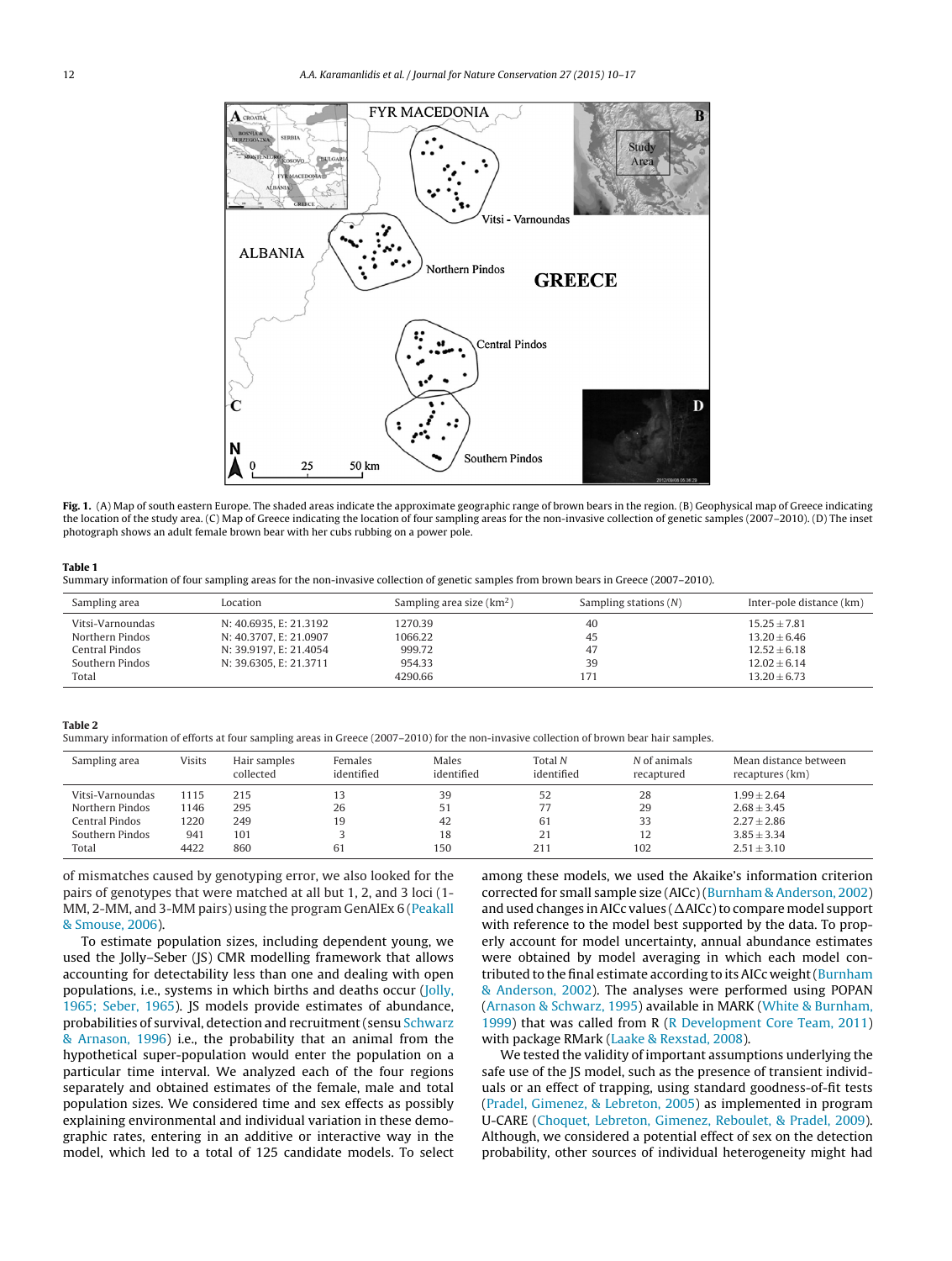**Fig. 1.** (A) Map of south eastern Europe. The shaded areas indicate the approximate geographic range of brown bears in the region. (B) Geophysical map of Greece indicating the location of the study area. (C) Map of Greece indicating the location of four sampling areas for the non-invasive collection of genetic samples (2007–2010). (D) The inset photograph shows an adult female brown bear with her cubs rubbing on a power pole.

**Table 1**
Summary information of four sampling areas for the non-invasive collection of genetic samples from brown bears in Greece (2007–2010).

| Sampling area | Location | Sampling area size (km$^2$) | Sampling stations (*N*) | Inter-pole distance (km) |
|---|---|---|---|---|
| Vitsi-Varnoundas | N: 40.6935, E: 21.3192 | 1270.39 | 40 | $15.25 \pm 7.81$ |
| Northern Pindos | N: 40.3707, E: 21.0907 | 1066.22 | 45 | $13.20 \pm 6.46$ |
| Central Pindos | N: 39.9197, E: 21.4054 | 999.72 | 47 | $12.52 \pm 6.18$ |
| Southern Pindos | N: 39.6305, E: 21.3711 | 954.33 | 39 | $12.02 \pm 6.14$ |
| Total | | 4290.66 | 171 | $13.20 \pm 6.73$ |

**Table 2**
Summary information of efforts at four sampling areas in Greece (2007–2010) for the non-invasive collection of brown bear hair samples.

| Sampling area | Visits | Hair samples collected | Females identified | Males identified | Total *N* identified | *N* of animals recaptured | Mean distance between recaptures (km) |
|---|---|---|---|---|---|---|---|
| Vitsi-Varnoundas | 1115 | 215 | 13 | 39 | 52 | 28 | $1.99 \pm 2.64$ |
| Northern Pindos | 1146 | 295 | 26 | 51 | 77 | 29 | $2.68 \pm 3.45$ |
| Central Pindos | 1220 | 249 | 19 | 42 | 61 | 33 | $2.27 \pm 2.86$ |
| Southern Pindos | 941 | 101 | 3 | 18 | 21 | 12 | $3.85 \pm 3.34$ |
| Total | 4422 | 860 | 61 | 150 | 211 | 102 | $2.51 \pm 3.10$ |

of mismatches caused by genotyping error, we also looked for the pairs of genotypes that were matched at all but 1, 2, and 3 loci (1-MM, 2-MM, and 3-MM pairs) using the program GenAlEx 6 (Peakall & Smouse, 2006).

To estimate population sizes, including dependent young, we used the Jolly–Seber (JS) CMR modelling framework that allows accounting for detectability less than one and dealing with open populations, i.e., systems in which births and deaths occur (Jolly, 1965; Seber, 1965). JS models provide estimates of abundance, probabilities of survival, detection and recruitment (sensu Schwarz & Arnason, 1996) i.e., the probability that an animal from the hypothetical super-population would enter the population on a particular time interval. We analyzed each of the four regions separately and obtained estimates of the female, male and total population sizes. We considered time and sex effects as possibly explaining environmental and individual variation in these demographic rates, entering in an additive or interactive way in the model, which led to a total of 125 candidate models. To select among these models, we used the Akaike's information criterion corrected for small sample size (AICc) (Burnham & Anderson, 2002) and used changes in AICc values ($\Delta$AICc) to compare model support with reference to the model best supported by the data. To properly account for model uncertainty, annual abundance estimates were obtained by model averaging in which each model contributed to the final estimate according to its AICc weight (Burnham & Anderson, 2002). The analyses were performed using POPAN (Arnason & Schwarz, 1995) available in MARK (White & Burnham, 1999) that was called from R (R Development Core Team, 2011) with package RMark (Laake & Rexstad, 2008).

We tested the validity of important assumptions underlying the safe use of the JS model, such as the presence of transient individuals or an effect of trapping, using standard goodness-of-fit tests (Pradel, Gimenez, & Lebreton, 2005) as implemented in program U-CARE (Choquet, Lebreton, Gimenez, Reboulet, & Pradel, 2009). Although, we considered a potential effect of sex on the detection probability, other sources of individual heterogeneity might had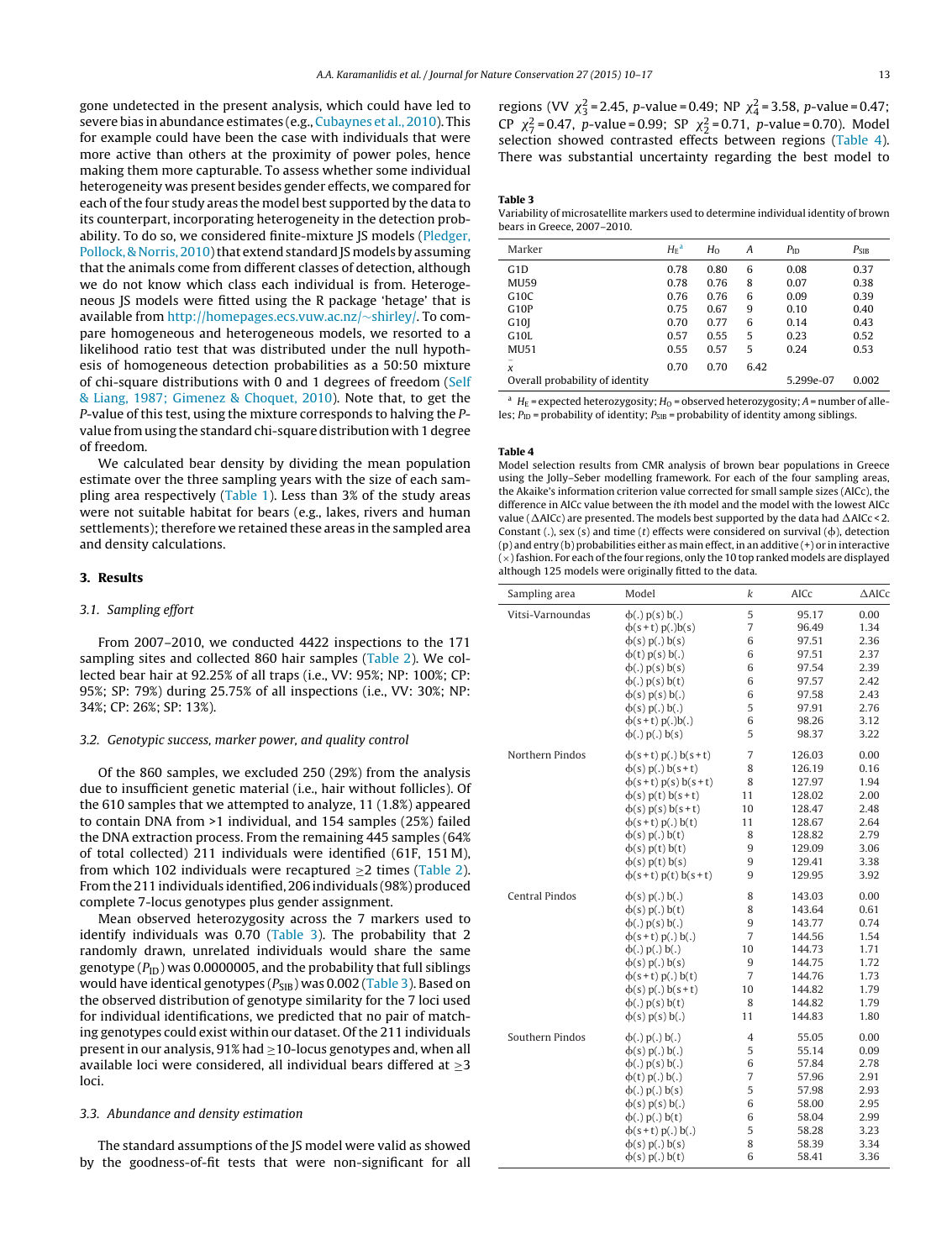gone undetected in the present analysis, which could have led to severe bias in abundance estimates (e.g., Cubaynes et al., 2010). This for example could have been the case with individuals that were more active than others at the proximity of power poles, hence making them more capturable. To assess whether some individual heterogeneity was present besides gender effects, we compared for each of the four study areas the model best supported by the data to its counterpart, incorporating heterogeneity in the detection probability. To do so, we considered finite-mixture JS models (Pledger, Pollock, & Norris, 2010) that extend standard JS models by assuming that the animals come from different classes of detection, although we do not know which class each individual is from. Heterogeneous JS models were fitted using the R package 'hetage' that is available from http://homepages.ecs.vuw.ac.nz/~shirley/. To compare homogeneous and heterogeneous models, we resorted to a likelihood ratio test that was distributed under the null hypothesis of homogeneous detection probabilities as a 50:50 mixture of chi-square distributions with 0 and 1 degrees of freedom (Self & Liang, 1987; Gimenez & Choquet, 2010). Note that, to get the P-value of this test, using the mixture corresponds to halving the P-value from using the standard chi-square distribution with 1 degree of freedom.

We calculated bear density by dividing the mean population estimate over the three sampling years with the size of each sampling area respectively (Table 1). Less than 3% of the study areas were not suitable habitat for bears (e.g., lakes, rivers and human settlements); therefore we retained these areas in the sampled area and density calculations.

## 3. Results

### 3.1. Sampling effort

From 2007–2010, we conducted 4422 inspections to the 171 sampling sites and collected 860 hair samples (Table 2). We collected bear hair at 92.25% of all traps (i.e., VV: 95%; NP: 100%; CP: 95%; SP: 79%) during 25.75% of all inspections (i.e., VV: 30%; NP: 34%; CP: 26%; SP: 13%).

### 3.2. Genotypic success, marker power, and quality control

Of the 860 samples, we excluded 250 (29%) from the analysis due to insufficient genetic material (i.e., hair without follicles). Of the 610 samples that we attempted to analyze, 11 (1.8%) appeared to contain DNA from >1 individual, and 154 samples (25%) failed the DNA extraction process. From the remaining 445 samples (64% of total collected) 211 individuals were identified (61F, 151 M), from which 102 individuals were recaptured ≥2 times (Table 2). From the 211 individuals identified, 206 individuals (98%) produced complete 7-locus genotypes plus gender assignment.

Mean observed heterozygosity across the 7 markers used to identify individuals was 0.70 (Table 3). The probability that 2 randomly drawn, unrelated individuals would share the same genotype ($P_{ID}$) was 0.0000005, and the probability that full siblings would have identical genotypes ($P_{SIB}$) was 0.002 (Table 3). Based on the observed distribution of genotype similarity for the 7 loci used for individual identifications, we predicted that no pair of matching genotypes could exist within our dataset. Of the 211 individuals present in our analysis, 91% had ≥10-locus genotypes and, when all available loci were considered, all individual bears differed at ≥3 loci.

### 3.3. Abundance and density estimation

The standard assumptions of the JS model were valid as showed by the goodness-of-fit tests that were non-significant for all regions (VV $\chi^2_3 = 2.45$, p-value = 0.49; NP $\chi^2_4 = 3.58$, p-value = 0.47; CP $\chi^2_7 = 0.47$, p-value = 0.99; SP $\chi^2_2 = 0.71$, p-value = 0.70). Model selection showed contrasted effects between regions (Table 4). There was substantial uncertainty regarding the best model to

**Table 3**
Variability of microsatellite markers used to determine individual identity of brown bears in Greece, 2007–2010.

| Marker | $H_E$[a] | $H_O$ | A | $P_{ID}$ | $P_{SIB}$ |
|---|---|---|---|---|---|
| G1D | 0.78 | 0.80 | 6 | 0.08 | 0.37 |
| MU59 | 0.78 | 0.76 | 8 | 0.07 | 0.38 |
| G10C | 0.76 | 0.76 | 6 | 0.09 | 0.39 |
| G10P | 0.75 | 0.67 | 9 | 0.10 | 0.40 |
| G10J | 0.70 | 0.77 | 6 | 0.14 | 0.43 |
| G10L | 0.57 | 0.55 | 5 | 0.23 | 0.52 |
| MU51 | 0.55 | 0.57 | 5 | 0.24 | 0.53 |
| $\bar{x}$ | 0.70 | 0.70 | 6.42 | | |
| Overall probability of identity | | | | 5.299e-07 | 0.002 |

[a] $H_E$ = expected heterozygosity; $H_O$ = observed heterozygosity; A = number of alleles; $P_{ID}$ = probability of identity; $P_{SIB}$ = probability of identity among siblings.

**Table 4**
Model selection results from CMR analysis of brown bear populations in Greece using the Jolly–Seber modelling framework. For each of the four sampling areas, the Akaike's information criterion value corrected for small sample sizes (AICc), the difference in AICc value between the ith model and the model with the lowest AICc value (ΔAICc) are presented. The models best supported by the data had ΔAICc < 2. Constant (.), sex (s) and time (t) effects were considered on survival (ϕ), detection (p) and entry (b) probabilities either as main effect, in an additive (+) or in interactive (×) fashion. For each of the four regions, only the 10 top ranked models are displayed although 125 models were originally fitted to the data.

| Sampling area | Model | k | AICc | ΔAICc |
|---|---|---|---|---|
| Vitsi-Varnoundas | ϕ(.) p(s) b(.) | 5 | 95.17 | 0.00 |
| | ϕ(s + t) p(.)b(s) | 7 | 96.49 | 1.34 |
| | ϕ(s) p(.) b(s) | 6 | 97.51 | 2.36 |
| | ϕ(t) p(s) b(.) | 6 | 97.51 | 2.37 |
| | ϕ(.) p(s) b(s) | 6 | 97.54 | 2.39 |
| | ϕ(.) p(s) b(t) | 6 | 97.57 | 2.42 |
| | ϕ(s) p(s) b(.) | 6 | 97.58 | 2.43 |
| | ϕ(s) p(.) b(.) | 5 | 97.91 | 2.76 |
| | ϕ(s + t) p(.)b(.) | 6 | 98.26 | 3.12 |
| | ϕ(.) p(.) b(s) | 5 | 98.37 | 3.22 |
| Northern Pindos | ϕ(s + t) p(.) b(s + t) | 7 | 126.03 | 0.00 |
| | ϕ(s) p(.) b(s + t) | 8 | 126.19 | 0.16 |
| | ϕ(s + t) p(s) b(s + t) | 8 | 127.97 | 1.94 |
| | ϕ(s) p(t) b(s + t) | 11 | 128.02 | 2.00 |
| | ϕ(s) p(s) b(s + t) | 10 | 128.47 | 2.48 |
| | ϕ(s + t) p(.) b(t) | 11 | 128.67 | 2.64 |
| | ϕ(s) p(.) b(t) | 8 | 128.82 | 2.79 |
| | ϕ(s) p(t) b(t) | 9 | 129.09 | 3.06 |
| | ϕ(s) p(t) b(s) | 9 | 129.41 | 3.38 |
| | ϕ(s + t) p(t) b(s + t) | 9 | 129.95 | 3.92 |
| Central Pindos | ϕ(s) p(.) b(.) | 8 | 143.03 | 0.00 |
| | ϕ(s) p(.) b(t) | 8 | 143.64 | 0.61 |
| | ϕ(.) p(s) b(.) | 9 | 143.77 | 0.74 |
| | ϕ(s + t) p(.) b(.) | 7 | 144.56 | 1.54 |
| | ϕ(.) p(.) b(.) | 10 | 144.73 | 1.71 |
| | ϕ(s) p(.) b(s) | 9 | 144.75 | 1.72 |
| | ϕ(s + t) p(.) b(t) | 7 | 144.76 | 1.73 |
| | ϕ(s) p(.) b(s + t) | 10 | 144.82 | 1.79 |
| | ϕ(.) p(s) b(t) | 8 | 144.82 | 1.79 |
| | ϕ(s) p(s) b(.) | 11 | 144.83 | 1.80 |
| Southern Pindos | ϕ(.) p(.) b(.) | 4 | 55.05 | 0.00 |
| | ϕ(s) p(.) b(.) | 5 | 55.14 | 0.09 |
| | ϕ(.) p(s) b(.) | 6 | 57.84 | 2.78 |
| | ϕ(t) p(.) b(.) | 7 | 57.96 | 2.91 |
| | ϕ(.) p(.) b(s) | 5 | 57.98 | 2.93 |
| | ϕ(s) p(s) b(.) | 6 | 58.00 | 2.95 |
| | ϕ(.) p(.) b(t) | 6 | 58.04 | 2.99 |
| | ϕ(s + t) p(.) b(.) | 5 | 58.28 | 3.23 |
| | ϕ(s) p(.) b(s) | 8 | 58.39 | 3.34 |
| | ϕ(s) p(.) b(t) | 6 | 58.41 | 3.36 |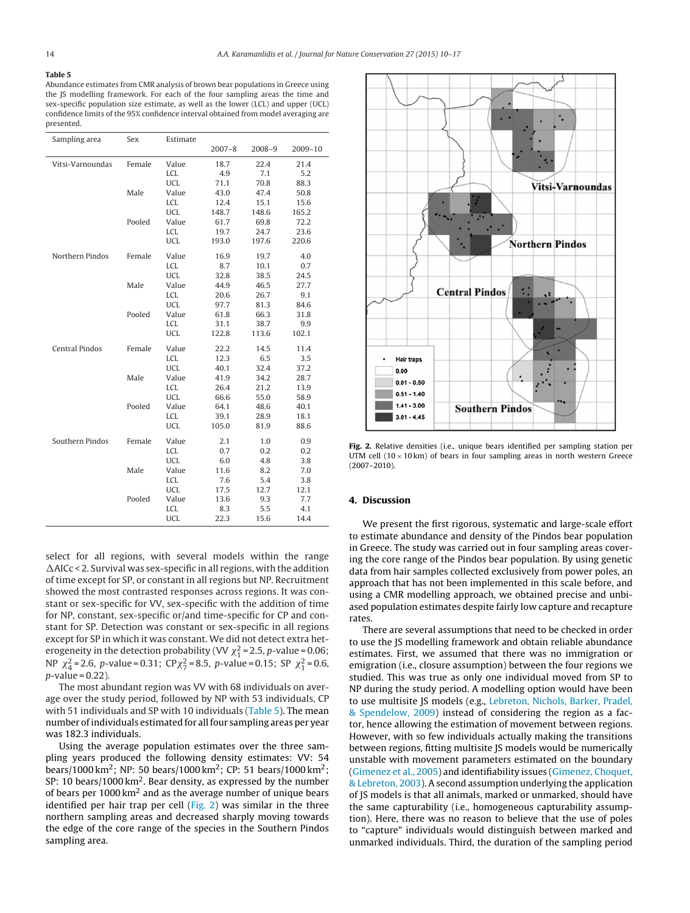**Table 5**
Abundance estimates from CMR analysis of brown bear populations in Greece using the JS modelling framework. For each of the four sampling areas the time and sex-specific population size estimate, as well as the lower (LCL) and upper (UCL) confidence limits of the 95% confidence interval obtained from model averaging are presented.

| Sampling area | Sex | Estimate | 2007–8 | 2008–9 | 2009–10 |
|---|---|---|---|---|---|
| Vitsi-Varnoundas | Female | Value | 18.7 | 22.4 | 21.4 |
| | | LCL | 4.9 | 7.1 | 5.2 |
| | | UCL | 71.1 | 70.8 | 88.3 |
| | Male | Value | 43.0 | 47.4 | 50.8 |
| | | LCL | 12.4 | 15.1 | 15.6 |
| | | UCL | 148.7 | 148.6 | 165.2 |
| | Pooled | Value | 61.7 | 69.8 | 72.2 |
| | | LCL | 19.7 | 24.7 | 23.6 |
| | | UCL | 193.0 | 197.6 | 220.6 |
| Northern Pindos | Female | Value | 16.9 | 19.7 | 4.0 |
| | | LCL | 8.7 | 10.1 | 0.7 |
| | | UCL | 32.8 | 38.5 | 24.5 |
| | Male | Value | 44.9 | 46.5 | 27.7 |
| | | LCL | 20.6 | 26.7 | 9.1 |
| | | UCL | 97.7 | 81.3 | 84.6 |
| | Pooled | Value | 61.8 | 66.3 | 31.8 |
| | | LCL | 31.1 | 38.7 | 9.9 |
| | | UCL | 122.8 | 113.6 | 102.1 |
| Central Pindos | Female | Value | 22.2 | 14.5 | 11.4 |
| | | LCL | 12.3 | 6.5 | 3.5 |
| | | UCL | 40.1 | 32.4 | 37.2 |
| | Male | Value | 41.9 | 34.2 | 28.7 |
| | | LCL | 26.4 | 21.2 | 13.9 |
| | | UCL | 66.6 | 55.0 | 58.9 |
| | Pooled | Value | 64.1 | 48.6 | 40.1 |
| | | LCL | 39.1 | 28.9 | 18.1 |
| | | UCL | 105.0 | 81.9 | 88.6 |
| Southern Pindos | Female | Value | 2.1 | 1.0 | 0.9 |
| | | LCL | 0.7 | 0.2 | 0.2 |
| | | UCL | 6.0 | 4.8 | 3.8 |
| | Male | Value | 11.6 | 8.2 | 7.0 |
| | | LCL | 7.6 | 5.4 | 3.8 |
| | | UCL | 17.5 | 12.7 | 12.1 |
| | Pooled | Value | 13.6 | 9.3 | 7.7 |
| | | LCL | 8.3 | 5.5 | 4.1 |
| | | UCL | 22.3 | 15.6 | 14.4 |

select for all regions, with several models within the range ΔAICc < 2. Survival was sex-specific in all regions, with the addition of time except for SP, or constant in all regions but NP. Recruitment showed the most contrasted responses across regions. It was constant or sex-specific for VV, sex-specific with the addition of time for NP, constant, sex-specific or/and time-specific for CP and constant for SP. Detection was constant or sex-specific in all regions except for SP in which it was constant. We did not detect extra heterogeneity in the detection probability (VV $\chi^2_1 = 2.5$, $p$-value = 0.06; NP $\chi^2_4 = 2.6$, $p$-value = 0.31; CP$\chi^2_7 = 8.5$, $p$-value = 0.15; SP $\chi^2_1 = 0.6$, $p$-value = 0.22).

The most abundant region was VV with 68 individuals on average over the study period, followed by NP with 53 individuals, CP with 51 individuals and SP with 10 individuals (Table 5). The mean number of individuals estimated for all four sampling areas per year was 182.3 individuals.

Using the average population estimates over the three sampling years produced the following density estimates: VV: 54 bears/1000 km$^2$; NP: 50 bears/1000 km$^2$; CP: 51 bears/1000 km$^2$; SP: 10 bears/1000 km$^2$. Bear density, as expressed by the number of bears per 1000 km$^2$ and as the average number of unique bears identified per hair trap per cell (Fig. 2) was similar in the three northern sampling areas and decreased sharply moving towards the edge of the core range of the species in the Southern Pindos sampling area.

**Fig. 2.** Relative densities (i.e., unique bears identified per sampling station per UTM cell (10 × 10 km) of bears in four sampling areas in north western Greece (2007–2010).

## 4. Discussion

We present the first rigorous, systematic and large-scale effort to estimate abundance and density of the Pindos bear population in Greece. The study was carried out in four sampling areas covering the core range of the Pindos bear population. By using genetic data from hair samples collected exclusively from power poles, an approach that has not been implemented in this scale before, and using a CMR modelling approach, we obtained precise and unbiased population estimates despite fairly low capture and recapture rates.

There are several assumptions that need to be checked in order to use the JS modelling framework and obtain reliable abundance estimates. First, we assumed that there was no immigration or emigration (i.e., closure assumption) between the four regions we studied. This was true as only one individual moved from SP to NP during the study period. A modelling option would have been to use multisite JS models (e.g., Lebreton, Nichols, Barker, Pradel, & Spendelow, 2009) instead of considering the region as a factor, hence allowing the estimation of movement between regions. However, with so few individuals actually making the transitions between regions, fitting multisite JS models would be numerically unstable with movement parameters estimated on the boundary (Gimenez et al., 2005) and identifiability issues (Gimenez, Choquet, & Lebreton, 2003). A second assumption underlying the application of JS models is that all animals, marked or unmarked, should have the same capturability (i.e., homogeneous capturability assumption). Here, there was no reason to believe that the use of poles to "capture" individuals would distinguish between marked and unmarked individuals. Third, the duration of the sampling period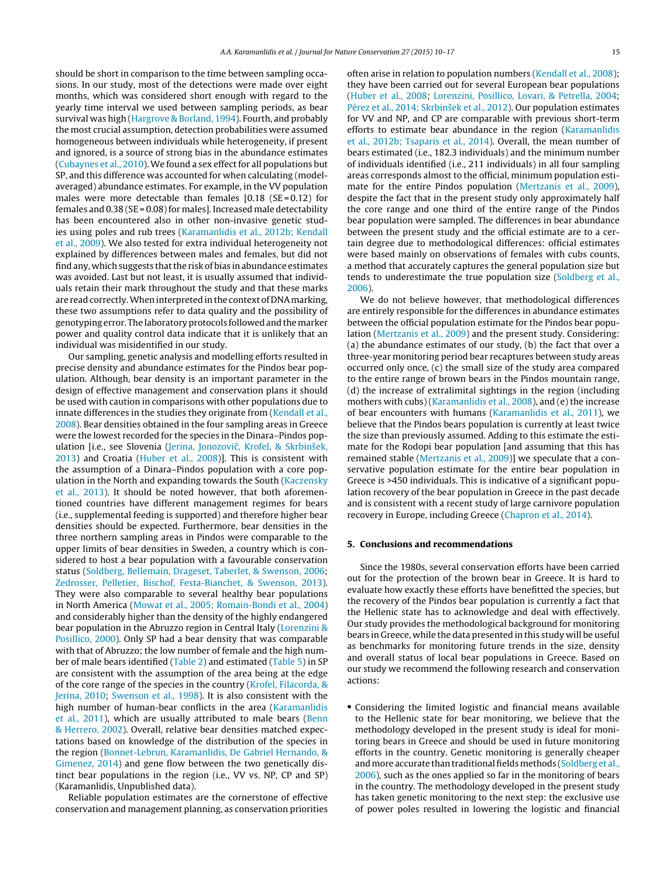should be short in comparison to the time between sampling occasions. In our study, most of the detections were made over eight months, which was considered short enough with regard to the yearly time interval we used between sampling periods, as bear survival was high (Hargrove & Borland, 1994). Fourth, and probably the most crucial assumption, detection probabilities were assumed homogeneous between individuals while heterogeneity, if present and ignored, is a source of strong bias in the abundance estimates (Cubaynes et al., 2010). We found a sex effect for all populations but SP, and this difference was accounted for when calculating (model-averaged) abundance estimates. For example, in the VV population males were more detectable than females [0.18 (SE = 0.12) for females and 0.38 (SE = 0.08) for males]. Increased male detectability has been encountered also in other non-invasive genetic studies using poles and rub trees (Karamanlidis et al., 2012b; Kendall et al., 2009). We also tested for extra individual heterogeneity not explained by differences between males and females, but did not find any, which suggests that the risk of bias in abundance estimates was avoided. Last but not least, it is usually assumed that individuals retain their mark throughout the study and that these marks are read correctly. When interpreted in the context of DNA marking, these two assumptions refer to data quality and the possibility of genotyping error. The laboratory protocols followed and the marker power and quality control data indicate that it is unlikely that an individual was misidentified in our study.

Our sampling, genetic analysis and modelling efforts resulted in precise density and abundance estimates for the Pindos bear population. Although, bear density is an important parameter in the design of effective management and conservation plans it should be used with caution in comparisons with other populations due to innate differences in the studies they originate from (Kendall et al., 2008). Bear densities obtained in the four sampling areas in Greece were the lowest recorded for the species in the Dinara–Pindos population [i.e., see Slovenia (Jerina, Jonozovič, Krofel, & Skrbinšek, 2013) and Croatia (Huber et al., 2008)]. This is consistent with the assumption of a Dinara–Pindos population with a core population in the North and expanding towards the South (Kaczensky et al., 2013). It should be noted however, that both aforementioned countries have different management regimes for bears (i.e., supplemental feeding is supported) and therefore higher bear densities should be expected. Furthermore, bear densities in the three northern sampling areas in Pindos were comparable to the upper limits of bear densities in Sweden, a country which is considered to host a bear population with a favourable conservation status (Soldberg, Bellemain, Drageset, Taberlet, & Swenson, 2006; Zedrosser, Pelletier, Bischof, Festa-Bianchet, & Swenson, 2013). They were also comparable to several healthy bear populations in North America (Mowat et al., 2005; Romain-Bondi et al., 2004) and considerably higher than the density of the highly endangered bear population in the Abruzzo region in Central Italy (Lorenzini & Posillico, 2000). Only SP had a bear density that was comparable with that of Abruzzo; the low number of female and the high number of male bears identified (Table 2) and estimated (Table 5) in SP are consistent with the assumption of the area being at the edge of the core range of the species in the country (Krofel, Filacorda, & Jerina, 2010; Swenson et al., 1998). It is also consistent with the high number of human-bear conflicts in the area (Karamanlidis et al., 2011), which are usually attributed to male bears (Benn & Herrero, 2002). Overall, relative bear densities matched expectations based on knowledge of the distribution of the species in the region (Bonnet-Lebrun, Karamanlidis, De Gabriel Hernando, & Gimenez, 2014) and gene flow between the two genetically distinct bear populations in the region (i.e., VV vs. NP, CP and SP) (Karamanlidis, Unpublished data).

Reliable population estimates are the cornerstone of effective conservation and management planning, as conservation priorities often arise in relation to population numbers (Kendall et al., 2008); they have been carried out for several European bear populations (Huber et al., 2008; Lorenzini, Posillico, Lovari, & Petrella, 2004; Pérez et al., 2014; Skrbinšek et al., 2012). Our population estimates for VV and NP, and CP are comparable with previous short-term efforts to estimate bear abundance in the region (Karamanlidis et al., 2012b; Tsaparis et al., 2014). Overall, the mean number of bears estimated (i.e., 182.3 individuals) and the minimum number of individuals identified (i.e., 211 individuals) in all four sampling areas corresponds almost to the official, minimum population estimate for the entire Pindos population (Mertzanis et al., 2009), despite the fact that in the present study only approximately half the core range and one third of the entire range of the Pindos bear population were sampled. The differences in bear abundance between the present study and the official estimate are to a certain degree due to methodological differences: official estimates were based mainly on observations of females with cubs counts, a method that accurately captures the general population size but tends to underestimate the true population size (Soldberg et al., 2006).

We do not believe however, that methodological differences are entirely responsible for the differences in abundance estimates between the official population estimate for the Pindos bear population (Mertzanis et al., 2009) and the present study. Considering: (a) the abundance estimates of our study, (b) the fact that over a three-year monitoring period bear recaptures between study areas occurred only once, (c) the small size of the study area compared to the entire range of brown bears in the Pindos mountain range, (d) the increase of extralimital sightings in the region (including mothers with cubs) (Karamanlidis et al., 2008), and (e) the increase of bear encounters with humans (Karamanlidis et al., 2011), we believe that the Pindos bears population is currently at least twice the size than previously assumed. Adding to this estimate the estimate for the Rodopi bear population [and assuming that this has remained stable (Mertzanis et al., 2009)] we speculate that a conservative population estimate for the entire bear population in Greece is >450 individuals. This is indicative of a significant population recovery of the bear population in Greece in the past decade and is consistent with a recent study of large carnivore population recovery in Europe, including Greece (Chapron et al., 2014).

## 5. Conclusions and recommendations

Since the 1980s, several conservation efforts have been carried out for the protection of the brown bear in Greece. It is hard to evaluate how exactly these efforts have benefitted the species, but the recovery of the Pindos bear population is currently a fact that the Hellenic state has to acknowledge and deal with effectively. Our study provides the methodological background for monitoring bears in Greece, while the data presented in this study will be useful as benchmarks for monitoring future trends in the size, density and overall status of local bear populations in Greece. Based on our study we recommend the following research and conservation actions:

- Considering the limited logistic and financial means available to the Hellenic state for bear monitoring, we believe that the methodology developed in the present study is ideal for monitoring bears in Greece and should be used in future monitoring efforts in the country. Genetic monitoring is generally cheaper and more accurate than traditional fields methods (Soldberg et al., 2006), such as the ones applied so far in the monitoring of bears in the country. The methodology developed in the present study has taken genetic monitoring to the next step: the exclusive use of power poles resulted in lowering the logistic and financial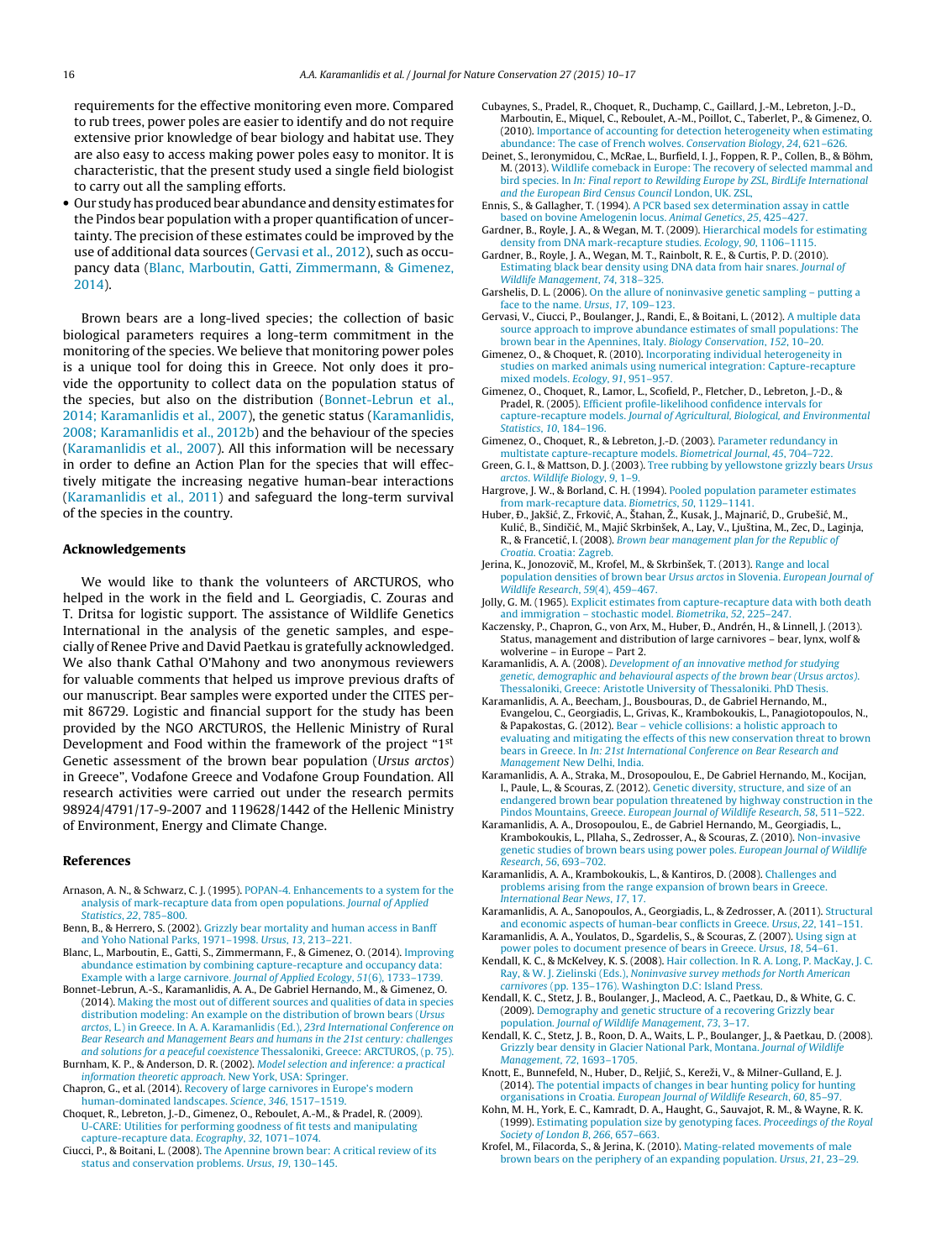requirements for the effective monitoring even more. Compared to rub trees, power poles are easier to identify and do not require extensive prior knowledge of bear biology and habitat use. They are also easy to access making power poles easy to monitor. It is characteristic, that the present study used a single field biologist to carry out all the sampling efforts.

- Our study has produced bear abundance and density estimates for the Pindos bear population with a proper quantification of uncertainty. The precision of these estimates could be improved by the use of additional data sources (Gervasi et al., 2012), such as occupancy data (Blanc, Marboutin, Gatti, Zimmermann, & Gimenez, 2014).

Brown bears are a long-lived species; the collection of basic biological parameters requires a long-term commitment in the monitoring of the species. We believe that monitoring power poles is a unique tool for doing this in Greece. Not only does it provide the opportunity to collect data on the population status of the species, but also on the distribution (Bonnet-Lebrun et al., 2014; Karamanlidis et al., 2007), the genetic status (Karamanlidis, 2008; Karamanlidis et al., 2012b) and the behaviour of the species (Karamanlidis et al., 2007). All this information will be necessary in order to define an Action Plan for the species that will effectively mitigate the increasing negative human-bear interactions (Karamanlidis et al., 2011) and safeguard the long-term survival of the species in the country.

## Acknowledgements

We would like to thank the volunteers of ARCTUROS, who helped in the work in the field and L. Georgiadis, C. Zouras and T. Dritsa for logistic support. The assistance of Wildlife Genetics International in the analysis of the genetic samples, and especially of Renee Prive and David Paetkau is gratefully acknowledged. We also thank Cathal O'Mahony and two anonymous reviewers for valuable comments that helped us improve previous drafts of our manuscript. Bear samples were exported under the CITES permit 86729. Logistic and financial support for the study has been provided by the NGO ARCTUROS, the Hellenic Ministry of Rural Development and Food within the framework of the project "1st Genetic assessment of the brown bear population (*Ursus arctos*) in Greece", Vodafone Greece and Vodafone Group Foundation. All research activities were carried out under the research permits 98924/4791/17-9-2007 and 119628/1442 of the Hellenic Ministry of Environment, Energy and Climate Change.

## References

Arnason, A. N., & Schwarz, C. J. (1995). POPAN-4. Enhancements to a system for the analysis of mark-recapture data from open populations. *Journal of Applied Statistics*, *22*, 785–800.

Benn, B., & Herrero, S. (2002). Grizzly bear mortality and human access in Banff and Yoho National Parks, 1971–1998. *Ursus*, *13*, 213–221.

Blanc, L., Marboutin, E., Gatti, S., Zimmermann, F., & Gimenez, O. (2014). Improving abundance estimation by combining capture-recapture and occupancy data: Example with a large carnivore. *Journal of Applied Ecology*, *51*(6), 1733–1739.

Bonnet-Lebrun, A.-S., Karamanlidis, A. A., De Gabriel Hernando, M., & Gimenez, O. (2014). Making the most out of different sources and qualities of data in species distribution modeling: An example on the distribution of brown bears (*Ursus arctos*, L.) in Greece. In A. A. Karamanlidis (Ed.), *23rd International Conference on Bear Research and Management Bears and humans in the 21st century: challenges and solutions for a peaceful coexistence* Thessaloniki, Greece: ARCTUROS, (p. 75).

Burnham, K. P., & Anderson, D. R. (2002). *Model selection and inference: a practical information theoretic approach*. New York, USA: Springer.

Chapron, G., et al. (2014). Recovery of large carnivores in Europe's modern human-dominated landscapes. *Science*, *346*, 1517–1519.

Choquet, R., Lebreton, J.-D., Gimenez, O., Reboulet, A.-M., & Pradel, R. (2009). U-CARE: Utilities for performing goodness of fit tests and manipulating capture-recapture data. *Ecography*, *32*, 1071–1074.

Ciucci, P., & Boitani, L. (2008). The Apennine brown bear: A critical review of its status and conservation problems. *Ursus*, *19*, 130–145.

Cubaynes, S., Pradel, R., Choquet, R., Duchamp, C., Gaillard, J.-M., Lebreton, J.-D., Marboutin, E., Miquel, C., Reboulet, A.-M., Poillot, C., Taberlet, P., & Gimenez, O. (2010). Importance of accounting for detection heterogeneity when estimating abundance: The case of French wolves. *Conservation Biology*, *24*, 621–626.

Deinet, S., Ieronymidou, C., McRae, L., Burfield, I. J., Foppen, R. P., Collen, B., & Böhm, M. (2013). Wildlife comeback in Europe: The recovery of selected mammal and bird species. In *In: Final report to Rewilding Europe by ZSL, BirdLife International and the European Bird Census Council* London, UK. ZSL,

Ennis, S., & Gallagher, T. (1994). A PCR based sex determination assay in cattle based on bovine Amelogenin locus. *Animal Genetics*, *25*, 425–427.

Gardner, B., Royle, J. A., & Wegan, M. T. (2009). Hierarchical models for estimating density from DNA mark-recapture studies. *Ecology*, *90*, 1106–1115.

Gardner, B., Royle, J. A., Wegan, M. T., Rainbolt, R. E., & Curtis, P. D. (2010). Estimating black bear density using DNA data from hair snares. *Journal of Wildlife Management*, *74*, 318–325.

Garshelis, D. L. (2006). On the allure of noninvasive genetic sampling – putting a face to the name. *Ursus*, *17*, 109–123.

Gervasi, V., Ciucci, P., Boulanger, J., Randi, E., & Boitani, L. (2012). A multiple data source approach to improve abundance estimates of small populations: The brown bear in the Apennines, Italy. *Biology Conservation*, *152*, 10–20.

Gimenez, O., & Choquet, R. (2010). Incorporating individual heterogeneity in studies on marked animals using numerical integration: Capture-recapture mixed models. *Ecology*, *91*, 951–957.

Gimenez, O., Choquet, R., Lamor, L., Scofield, P., Fletcher, D., Lebreton, J.-D., & Pradel, R. (2005). Efficient profile-likelihood confidence intervals for capture-recapture models. *Journal of Agricultural, Biological, and Environmental Statistics*, *10*, 184–196.

Gimenez, O., Choquet, R., & Lebreton, J.-D. (2003). Parameter redundancy in multistate capture-recapture models. *Biometrical Journal*, *45*, 704–722.

Green, G. I., & Mattson, D. J. (2003). Tree rubbing by yellowstone grizzly bears *Ursus arctos*. *Wildlife Biology*, *9*, 1–9.

Hargrove, J. W., & Borland, C. H. (1994). Pooled population parameter estimates from mark-recapture data. *Biometrics*, *50*, 1129–1141.

Huber, Đ., Jakšić, Z., Frkovič, A., Štahan, Ž., Kusak, J., Majnarić, D., Grubešić, M., Kulić, B., Sindičić, M., Majić Skrbinšek, A., Lay, V., Ljuština, M., Zec, D., Laginja, R., & Francetić, I. (2008). *Brown bear management plan for the Republic of Croatia*. Croatia: Zagreb.

Jerina, K., Jonozovič, M., Krofel, M., & Skrbinšek, T. (2013). Range and local population densities of brown bear *Ursus arctos* in Slovenia. *European Journal of Wildlife Research*, *59*(4), 459–467.

Jolly, G. M. (1965). Explicit estimates from capture-recapture data with both death and immigration – stochastic model. *Biometrika*, *52*, 225–247.

Kaczensky, P., Chapron, G., von Arx, M., Huber, Đ., Andrén, H., & Linnell, J. (2013). Status, management and distribution of large carnivores – bear, lynx, wolf & wolverine – in Europe – Part 2.

Karamanlidis, A. A. (2008). *Development of an innovative method for studying genetic, demographic and behavioural aspects of the brown bear (Ursus arctos)*. Thessaloniki, Greece: Aristotle University of Thessaloniki. PhD Thesis.

Karamanlidis, A. A., Beecham, J., Bousbouras, D., de Gabriel Hernando, M., Evangelou, C., Georgiadis, L., Grivas, K., Krambokoukis, L., Panagiotopoulos, N., & Papakostas, G. (2012). Bear – vehicle collisions: a holistic approach to evaluating and mitigating the effects of this new conservation threat to brown bears in Greece. In *In: 21st International Conference on Bear Research and Management* New Delhi, India.

Karamanlidis, A. A., Straka, M., Drosopoulou, E., De Gabriel Hernando, M., Kocijan, I., Paule, L., & Scouras, Z. (2012). Genetic diversity, structure, and size of an endangered brown bear population threatened by highway construction in the Pindos Mountains, Greece. *European Journal of Wildlife Research*, *58*, 511–522.

Karamanlidis, A. A., Drosopoulou, E., de Gabriel Hernando, M., Georgiadis, L., Krambokoukis, L., Pllaha, S., Zedrosser, A., & Scouras, Z. (2010). Non-invasive genetic studies of brown bears using power poles. *European Journal of Wildlife Research*, *56*, 693–702.

Karamanlidis, A. A., Krambokoukis, L., & Kantiros, D. (2008). Challenges and problems arising from the range expansion of brown bears in Greece. *International Bear News*, *17*, 17.

Karamanlidis, A. A., Sanopoulos, A., Georgiadis, L., & Zedrosser, A. (2011). Structural and economic aspects of human-bear conflicts in Greece. *Ursus*, *22*, 141–151.

Karamanlidis, A. A., Youlatos, D., Sgardelis, S., & Scouras, Z. (2007). Using sign at power poles to document presence of bears in Greece. *Ursus*, *18*, 54–61.

Kendall, K. C., & McKelvey, K. S. (2008). Hair collection. In R. A. Long, P. MacKay, J. C. Ray, & W. J. Zielinski (Eds.), *Noninvasive survey methods for North American carnivores* (pp. 135–176). Washington D.C: Island Press.

Kendall, K. C., Stetz, J. B., Boulanger, J., Macleod, A. C., Paetkau, D., & White, G. C. (2009). Demography and genetic structure of a recovering Grizzly bear population. *Journal of Wildlife Management*, *73*, 3–17.

Kendall, K. C., Stetz, J. B., Roon, D. A., Waits, L. P., Boulanger, J., & Paetkau, D. (2008). Grizzly bear density in Glacier National Park, Montana. *Journal of Wildlife Management*, *72*, 1693–1705.

Knott, E., Bunnefeld, N., Huber, D., Reljić, S., Kereži, V., & Milner-Gulland, E. J. (2014). The potential impacts of changes in bear hunting policy for hunting organisations in Croatia. *European Journal of Wildlife Research*, *60*, 85–97.

Kohn, M. H., York, E. C., Kamradt, D. A., Haught, G., Sauvajot, R. M., & Wayne, R. K. (1999). Estimating population size by genotyping faces. *Proceedings of the Royal Society of London B*, *266*, 657–663.

Krofel, M., Filacorda, S., & Jerina, K. (2010). Mating-related movements of male brown bears on the periphery of an expanding population. *Ursus*, *21*, 23–29.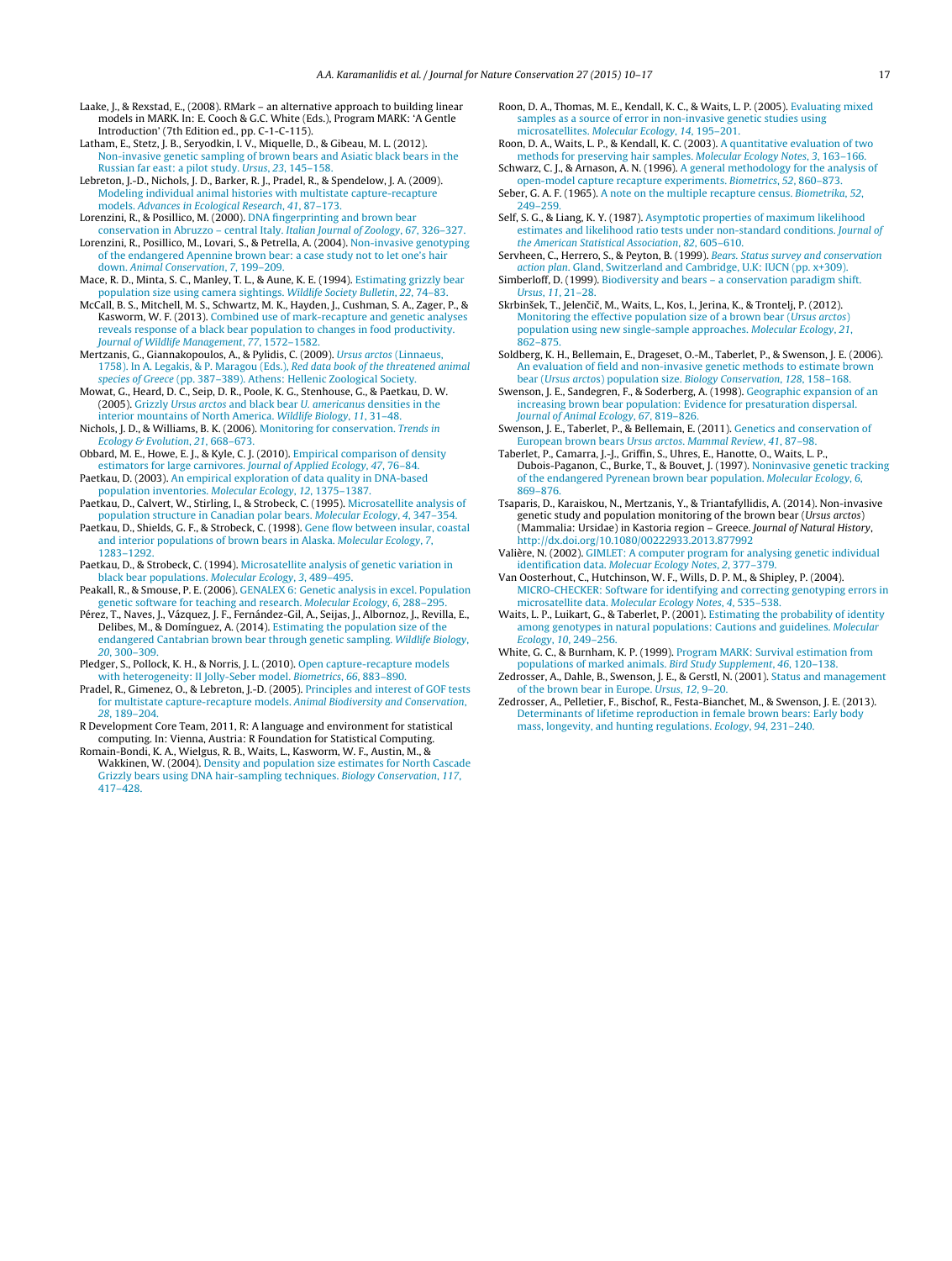Laake, J., & Rexstad, E., (2008). RMark – an alternative approach to building linear models in MARK. In: E. Cooch & G.C. White (Eds.), Program MARK: 'A Gentle Introduction' (7th Edition ed., pp. C-1-C-115).

Latham, E., Stetz, J. B., Seryodkin, I. V., Miquelle, D., & Gibeau, M. L. (2012). Non-invasive genetic sampling of brown bears and Asiatic black bears in the Russian far east: a pilot study. *Ursus*, *23*, 145–158.

Lebreton, J.-D., Nichols, J. D., Barker, R. J., Pradel, R., & Spendelow, J. A. (2009). Modeling individual animal histories with multistate capture-recapture models. *Advances in Ecological Research*, *41*, 87–173.

Lorenzini, R., & Posillico, M. (2000). DNA fingerprinting and brown bear conservation in Abruzzo – central Italy. *Italian Journal of Zoology*, *67*, 326–327.

Lorenzini, R., Posillico, M., Lovari, S., & Petrella, A. (2004). Non-invasive genotyping of the endangered Apennine brown bear: a case study not to let one's hair down. *Animal Conservation*, *7*, 199–209.

Mace, R. D., Minta, S. C., Manley, T. L., & Aune, K. E. (1994). Estimating grizzly bear population size using camera sightings. *Wildlife Society Bulletin*, *22*, 74–83.

McCall, B. S., Mitchell, M. S., Schwartz, M. K., Hayden, J., Cushman, S. A., Zager, P., & Kasworm, W. F. (2013). Combined use of mark-recapture and genetic analyses reveals response of a black bear population to changes in food productivity. *Journal of Wildlife Management*, *77*, 1572–1582.

Mertzanis, G., Giannakopoulos, A., & Pylidis, C. (2009). *Ursus arctos* (Linnaeus, 1758). In A. Legakis, & P. Maragou (Eds.), *Red data book of the threatened animal species of Greece* (pp. 387–389). Athens: Hellenic Zoological Society.

Mowat, G., Heard, D. C., Seip, D. R., Poole, K. G., Stenhouse, G., & Paetkau, D. W. (2005). Grizzly *Ursus arctos* and black bear *U. americanus* densities in the interior mountains of North America. *Wildlife Biology*, *11*, 31–48.

Nichols, J. D., & Williams, B. K. (2006). Monitoring for conservation. *Trends in Ecology & Evolution*, *21*, 668–673.

Obbard, M. E., Howe, E. J., & Kyle, C. J. (2010). Empirical comparison of density estimators for large carnivores. *Journal of Applied Ecology*, *47*, 76–84.

Paetkau, D. (2003). An empirical exploration of data quality in DNA-based population inventories. *Molecular Ecology*, *12*, 1375–1387.

Paetkau, D., Calvert, W., Stirling, I., & Strobeck, C. (1995). Microsatellite analysis of population structure in Canadian polar bears. *Molecular Ecology*, *4*, 347–354.

Paetkau, D., Shields, G. F., & Strobeck, C. (1998). Gene flow between insular, coastal and interior populations of brown bears in Alaska. *Molecular Ecology*, *7*, 1283–1292.

Paetkau, D., & Strobeck, C. (1994). Microsatellite analysis of genetic variation in black bear populations. *Molecular Ecology*, *3*, 489–495.

Peakall, R., & Smouse, P. E. (2006). GENALEX 6: Genetic analysis in excel. Population genetic software for teaching and research. *Molecular Ecology*, *6*, 288–295.

Pérez, T., Naves, J., Vázquez, J. F., Fernández-Gil, A., Seijas, J., Albornoz, J., Revilla, E., Delibes, M., & Domínguez, A. (2014). Estimating the population size of the endangered Cantabrian brown bear through genetic sampling. *Wildlife Biology*, *20*, 300–309.

Pledger, S., Pollock, K. H., & Norris, J. L. (2010). Open capture-recapture models with heterogeneity: II Jolly-Seber model. *Biometrics*, *66*, 883–890.

Pradel, R., Gimenez, O., & Lebreton, J.-D. (2005). Principles and interest of GOF tests for multistate capture-recapture models. *Animal Biodiversity and Conservation*, *28*, 189–204.

R Development Core Team, 2011, R: A language and environment for statistical computing. In: Vienna, Austria: R Foundation for Statistical Computing.

Romain-Bondi, K. A., Wielgus, R. B., Waits, L., Kasworm, W. F., Austin, M., & Wakkinen, W. (2004). Density and population size estimates for North Cascade Grizzly bears using DNA hair-sampling techniques. *Biology Conservation*, *117*, 417–428.

Roon, D. A., Thomas, M. E., Kendall, K. C., & Waits, L. P. (2005). Evaluating mixed samples as a source of error in non-invasive genetic studies using microsatellites. *Molecular Ecology*, *14*, 195–201.

Roon, D. A., Waits, L. P., & Kendall, K. C. (2003). A quantitative evaluation of two methods for preserving hair samples. *Molecular Ecology Notes*, *3*, 163–166.

Schwarz, C. J., & Arnason, A. N. (1996). A general methodology for the analysis of open-model capture recapture experiments. *Biometrics*, *52*, 860–873.

Seber, G. A. F. (1965). A note on the multiple recapture census. *Biometrika*, *52*, 249–259.

Self, S. G., & Liang, K. Y. (1987). Asymptotic properties of maximum likelihood estimates and likelihood ratio tests under non-standard conditions. *Journal of the American Statistical Association*, *82*, 605–610.

Servheen, C., Herrero, S., & Peyton, B. (1999). *Bears. Status survey and conservation action plan*. Gland, Switzerland and Cambridge, U.K: IUCN (pp. x+309).

Simberloff, D. (1999). Biodiversity and bears – a conservation paradigm shift. *Ursus*, *11*, 21–28.

Skrbinšek, T., Jelenčič, M., Waits, L., Kos, I., Jerina, K., & Trontelj, P. (2012). Monitoring the effective population size of a brown bear (*Ursus arctos*) population using new single-sample approaches. *Molecular Ecology*, *21*, 862–875.

Soldberg, K. H., Bellemain, E., Drageset, O.-M., Taberlet, P., & Swenson, J. E. (2006). An evaluation of field and non-invasive genetic methods to estimate brown bear (*Ursus arctos*) population size. *Biology Conservation*, *128*, 158–168.

Swenson, J. E., Sandegren, F., & Soderberg, A. (1998). Geographic expansion of an increasing brown bear population: Evidence for presaturation dispersal. *Journal of Animal Ecology*, *67*, 819–826.

Swenson, J. E., Taberlet, P., & Bellemain, E. (2011). Genetics and conservation of European brown bears *Ursus arctos*. *Mammal Review*, *41*, 87–98.

Taberlet, P., Camarra, J.-J., Griffin, S., Uhres, E., Hanotte, O., Waits, L. P., Dubois-Paganon, C., Burke, T., & Bouvet, J. (1997). Noninvasive genetic tracking of the endangered Pyrenean brown bear population. *Molecular Ecology*, *6*, 869–876.

Tsaparis, D., Karaiskou, N., Mertzanis, Y., & Triantafyllidis, A. (2014). Non-invasive genetic study and population monitoring of the brown bear (*Ursus arctos*) (Mammalia: Ursidae) in Kastoria region – Greece. *Journal of Natural History*, http://dx.doi.org/10.1080/00222933.2013.877992

Valière, N. (2002). GIMLET: A computer program for analysing genetic individual identification data. *Molecuar Ecology Notes*, *2*, 377–379.

Van Oosterhout, C., Hutchinson, W. F., Wills, D. P. M., & Shipley, P. (2004). MICRO-CHECKER: Software for identifying and correcting genotyping errors in microsatellite data. *Molecular Ecology Notes*, *4*, 535–538.

Waits, L. P., Luikart, G., & Taberlet, P. (2001). Estimating the probability of identity among genotypes in natural populations: Cautions and guidelines. *Molecular Ecology*, *10*, 249–256.

White, G. C., & Burnham, K. P. (1999). Program MARK: Survival estimation from populations of marked animals. *Bird Study Supplement*, *46*, 120–138.

Zedrosser, A., Dahle, B., Swenson, J. E., & Gerstl, N. (2001). Status and management of the brown bear in Europe. *Ursus*, *12*, 9–20.

Zedrosser, A., Pelletier, F., Bischof, R., Festa-Bianchet, M., & Swenson, J. E. (2013). Determinants of lifetime reproduction in female brown bears: Early body mass, longevity, and hunting regulations. *Ecology*, *94*, 231–240.